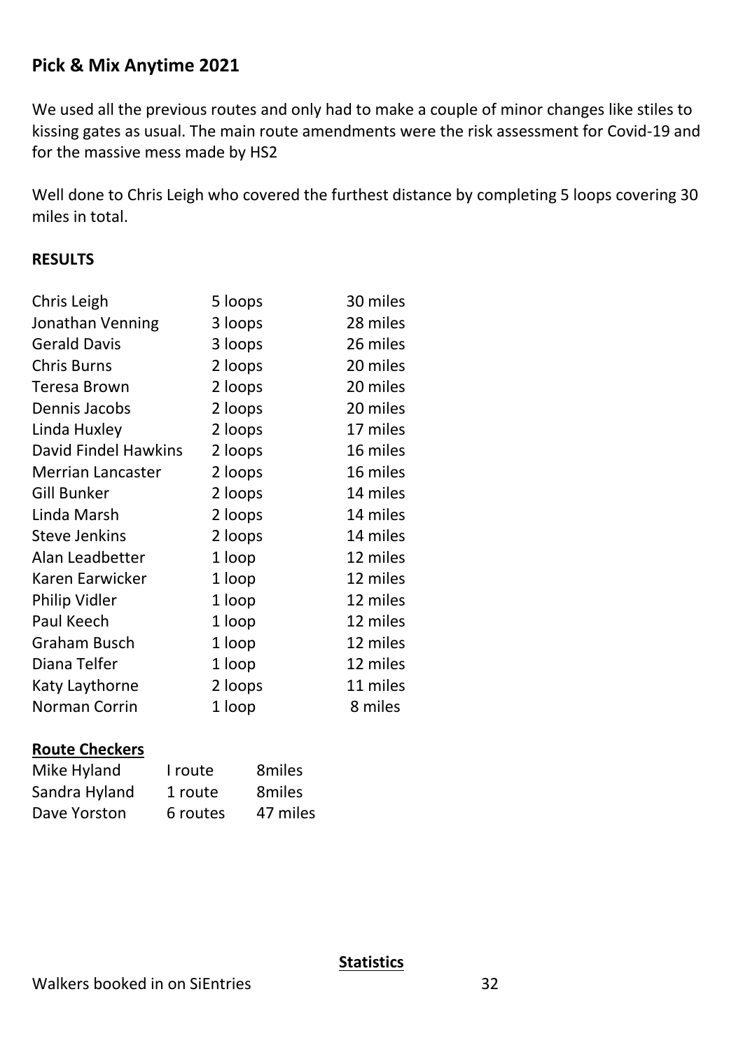## Pick & Mix Anytime 2021

We used all the previous routes and only had to make a couple of minor changes like stiles to kissing gates as usual. The main route amendments were the risk assessment for Covid-19 and for the massive mess made by HS2

Well done to Chris Leigh who covered the furthest distance by completing 5 loops covering 30 miles in total.

**RESULTS**

| | | |
|---|---|---|
| Chris Leigh | 5 loops | 30 miles |
| Jonathan Venning | 3 loops | 28 miles |
| Gerald Davis | 3 loops | 26 miles |
| Chris Burns | 2 loops | 20 miles |
| Teresa Brown | 2 loops | 20 miles |
| Dennis Jacobs | 2 loops | 20 miles |
| Linda Huxley | 2 loops | 17 miles |
| David Findel Hawkins | 2 loops | 16 miles |
| Merrian Lancaster | 2 loops | 16 miles |
| Gill Bunker | 2 loops | 14 miles |
| Linda Marsh | 2 loops | 14 miles |
| Steve Jenkins | 2 loops | 14 miles |
| Alan Leadbetter | 1 loop | 12 miles |
| Karen Earwicker | 1 loop | 12 miles |
| Philip Vidler | 1 loop | 12 miles |
| Paul Keech | 1 loop | 12 miles |
| Graham Busch | 1 loop | 12 miles |
| Diana Telfer | 1 loop | 12 miles |
| Katy Laythorne | 2 loops | 11 miles |
| Norman Corrin | 1 loop | 8 miles |

**Route Checkers**

| | | |
|---|---|---|
| Mike Hyland | I route | 8miles |
| Sandra Hyland | 1 route | 8miles |
| Dave Yorston | 6 routes | 47 miles |

**Statistics**

Walkers booked in on SiEntries 32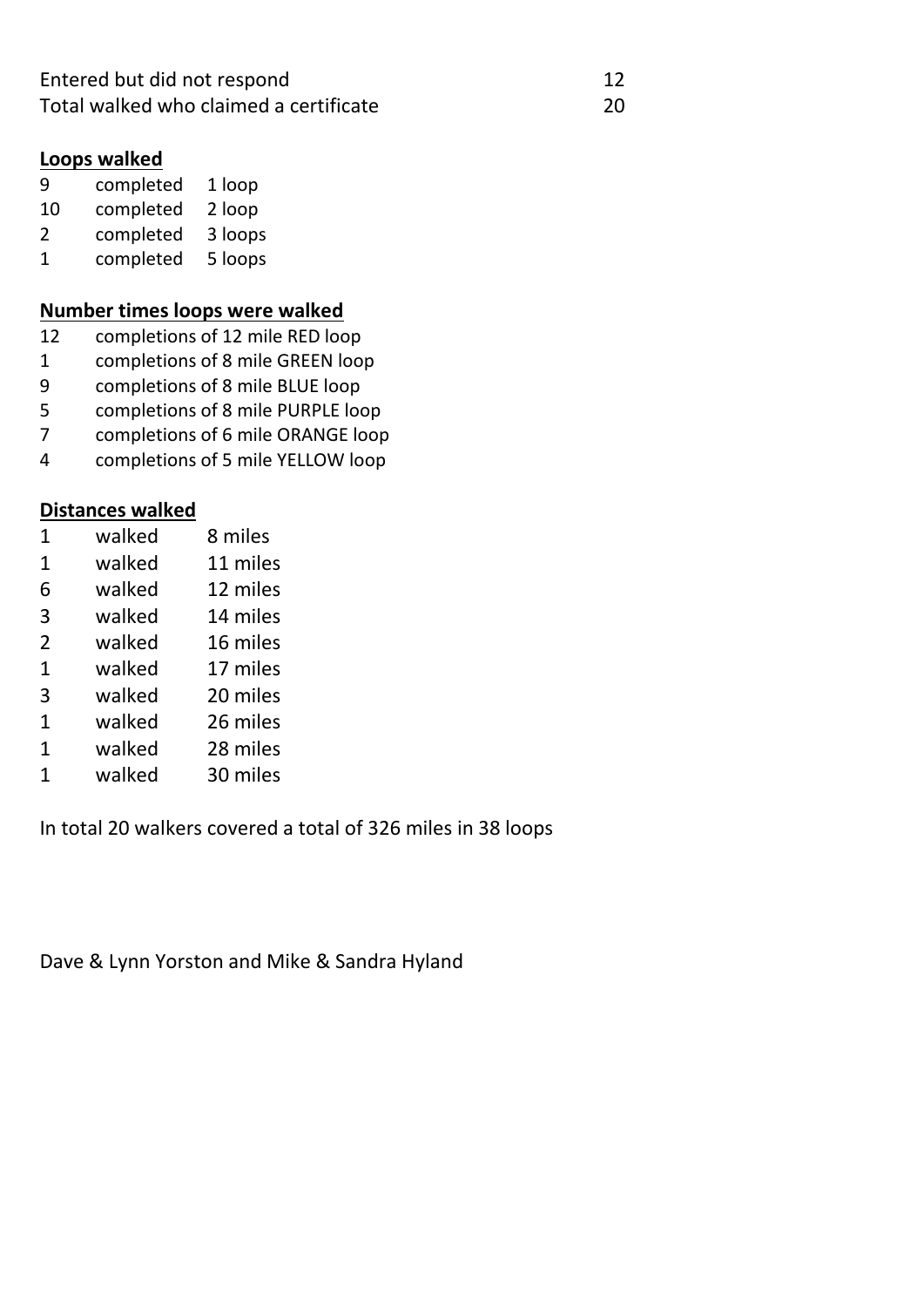| | |
|---|---|
| Entered but did not respond | 12 |
| Total walked who claimed a certificate | 20 |

**Loops walked**

| | | |
|---|---|---|
| 9 | completed | 1 loop |
| 10 | completed | 2 loop |
| 2 | completed | 3 loops |
| 1 | completed | 5 loops |

**Number times loops were walked**

| | |
|---|---|
| 12 | completions of 12 mile RED loop |
| 1 | completions of 8 mile GREEN loop |
| 9 | completions of 8 mile BLUE loop |
| 5 | completions of 8 mile PURPLE loop |
| 7 | completions of 6 mile ORANGE loop |
| 4 | completions of 5 mile YELLOW loop |

**Distances walked**

| | | |
|---|---|---|
| 1 | walked | 8 miles |
| 1 | walked | 11 miles |
| 6 | walked | 12 miles |
| 3 | walked | 14 miles |
| 2 | walked | 16 miles |
| 1 | walked | 17 miles |
| 3 | walked | 20 miles |
| 1 | walked | 26 miles |
| 1 | walked | 28 miles |
| 1 | walked | 30 miles |

In total 20 walkers covered a total of 326 miles in 38 loops

Dave & Lynn Yorston and Mike & Sandra Hyland